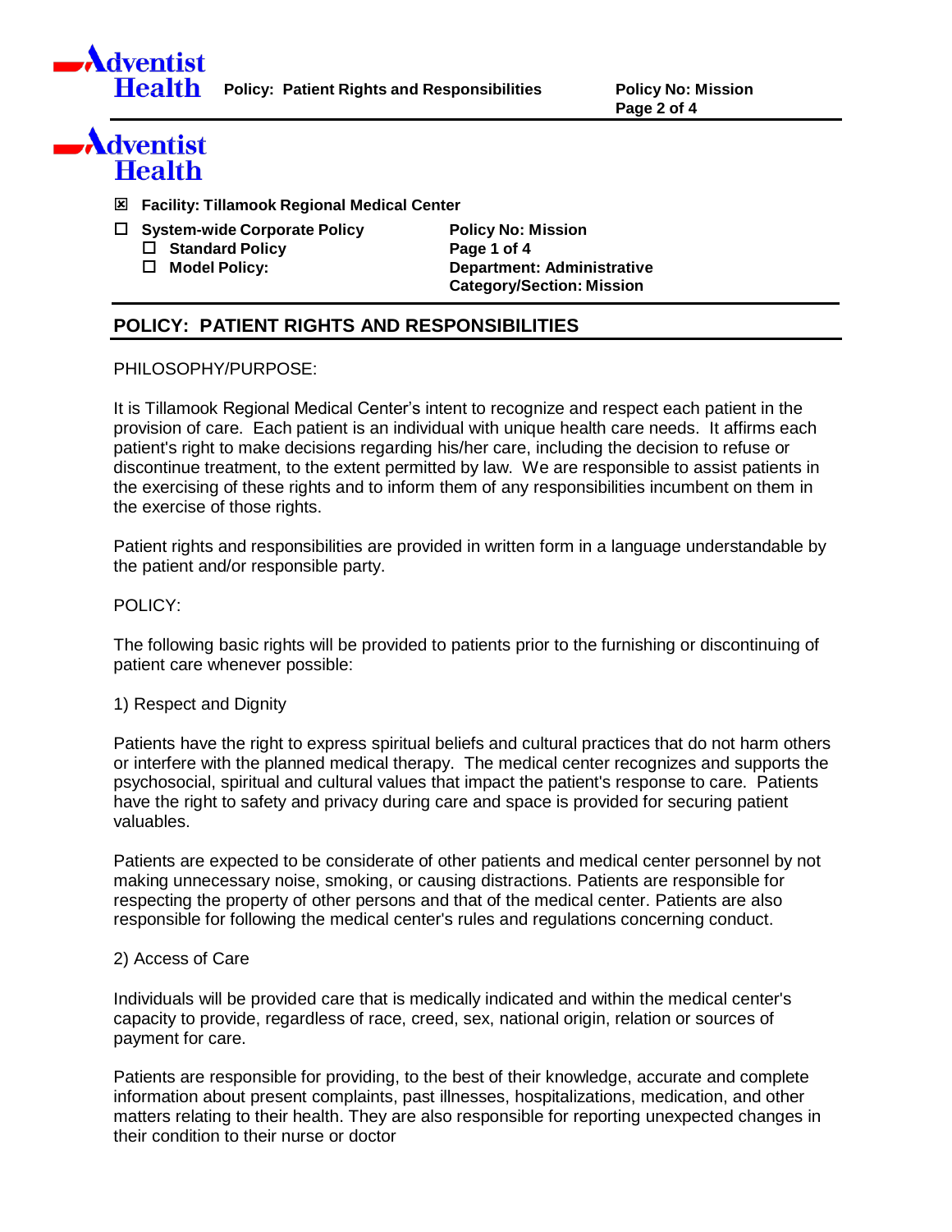Adventist Health

☒ **Facility: Tillamook Regional Medical Center**

☐ **System-wide Corporate Policy**
  ☐ **Standard Policy**
  ☐ **Model Policy:**

**Policy No: Mission**
**Page 1 of 4**
**Department: Administrative**
**Category/Section: Mission**

# POLICY: PATIENT RIGHTS AND RESPONSIBILITIES

PHILOSOPHY/PURPOSE:

It is Tillamook Regional Medical Center's intent to recognize and respect each patient in the provision of care. Each patient is an individual with unique health care needs. It affirms each patient's right to make decisions regarding his/her care, including the decision to refuse or discontinue treatment, to the extent permitted by law. We are responsible to assist patients in the exercising of these rights and to inform them of any responsibilities incumbent on them in the exercise of those rights.

Patient rights and responsibilities are provided in written form in a language understandable by the patient and/or responsible party.

POLICY:

The following basic rights will be provided to patients prior to the furnishing or discontinuing of patient care whenever possible:

1) Respect and Dignity

Patients have the right to express spiritual beliefs and cultural practices that do not harm others or interfere with the planned medical therapy. The medical center recognizes and supports the psychosocial, spiritual and cultural values that impact the patient's response to care. Patients have the right to safety and privacy during care and space is provided for securing patient valuables.

Patients are expected to be considerate of other patients and medical center personnel by not making unnecessary noise, smoking, or causing distractions. Patients are responsible for respecting the property of other persons and that of the medical center. Patients are also responsible for following the medical center's rules and regulations concerning conduct.

2) Access of Care

Individuals will be provided care that is medically indicated and within the medical center's capacity to provide, regardless of race, creed, sex, national origin, relation or sources of payment for care.

Patients are responsible for providing, to the best of their knowledge, accurate and complete information about present complaints, past illnesses, hospitalizations, medication, and other matters relating to their health. They are also responsible for reporting unexpected changes in their condition to their nurse or doctor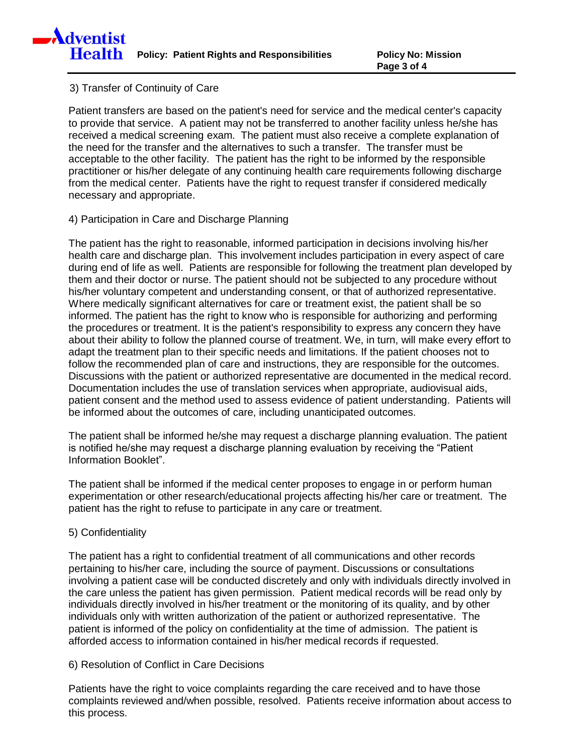3) Transfer of Continuity of Care

Patient transfers are based on the patient's need for service and the medical center's capacity to provide that service. A patient may not be transferred to another facility unless he/she has received a medical screening exam. The patient must also receive a complete explanation of the need for the transfer and the alternatives to such a transfer. The transfer must be acceptable to the other facility. The patient has the right to be informed by the responsible practitioner or his/her delegate of any continuing health care requirements following discharge from the medical center. Patients have the right to request transfer if considered medically necessary and appropriate.

4) Participation in Care and Discharge Planning

The patient has the right to reasonable, informed participation in decisions involving his/her health care and discharge plan. This involvement includes participation in every aspect of care during end of life as well. Patients are responsible for following the treatment plan developed by them and their doctor or nurse. The patient should not be subjected to any procedure without his/her voluntary competent and understanding consent, or that of authorized representative. Where medically significant alternatives for care or treatment exist, the patient shall be so informed. The patient has the right to know who is responsible for authorizing and performing the procedures or treatment. It is the patient's responsibility to express any concern they have about their ability to follow the planned course of treatment. We, in turn, will make every effort to adapt the treatment plan to their specific needs and limitations. If the patient chooses not to follow the recommended plan of care and instructions, they are responsible for the outcomes. Discussions with the patient or authorized representative are documented in the medical record. Documentation includes the use of translation services when appropriate, audiovisual aids, patient consent and the method used to assess evidence of patient understanding. Patients will be informed about the outcomes of care, including unanticipated outcomes.

The patient shall be informed he/she may request a discharge planning evaluation. The patient is notified he/she may request a discharge planning evaluation by receiving the "Patient Information Booklet".

The patient shall be informed if the medical center proposes to engage in or perform human experimentation or other research/educational projects affecting his/her care or treatment. The patient has the right to refuse to participate in any care or treatment.

5) Confidentiality

The patient has a right to confidential treatment of all communications and other records pertaining to his/her care, including the source of payment. Discussions or consultations involving a patient case will be conducted discretely and only with individuals directly involved in the care unless the patient has given permission. Patient medical records will be read only by individuals directly involved in his/her treatment or the monitoring of its quality, and by other individuals only with written authorization of the patient or authorized representative. The patient is informed of the policy on confidentiality at the time of admission. The patient is afforded access to information contained in his/her medical records if requested.

6) Resolution of Conflict in Care Decisions

Patients have the right to voice complaints regarding the care received and to have those complaints reviewed and/when possible, resolved. Patients receive information about access to this process.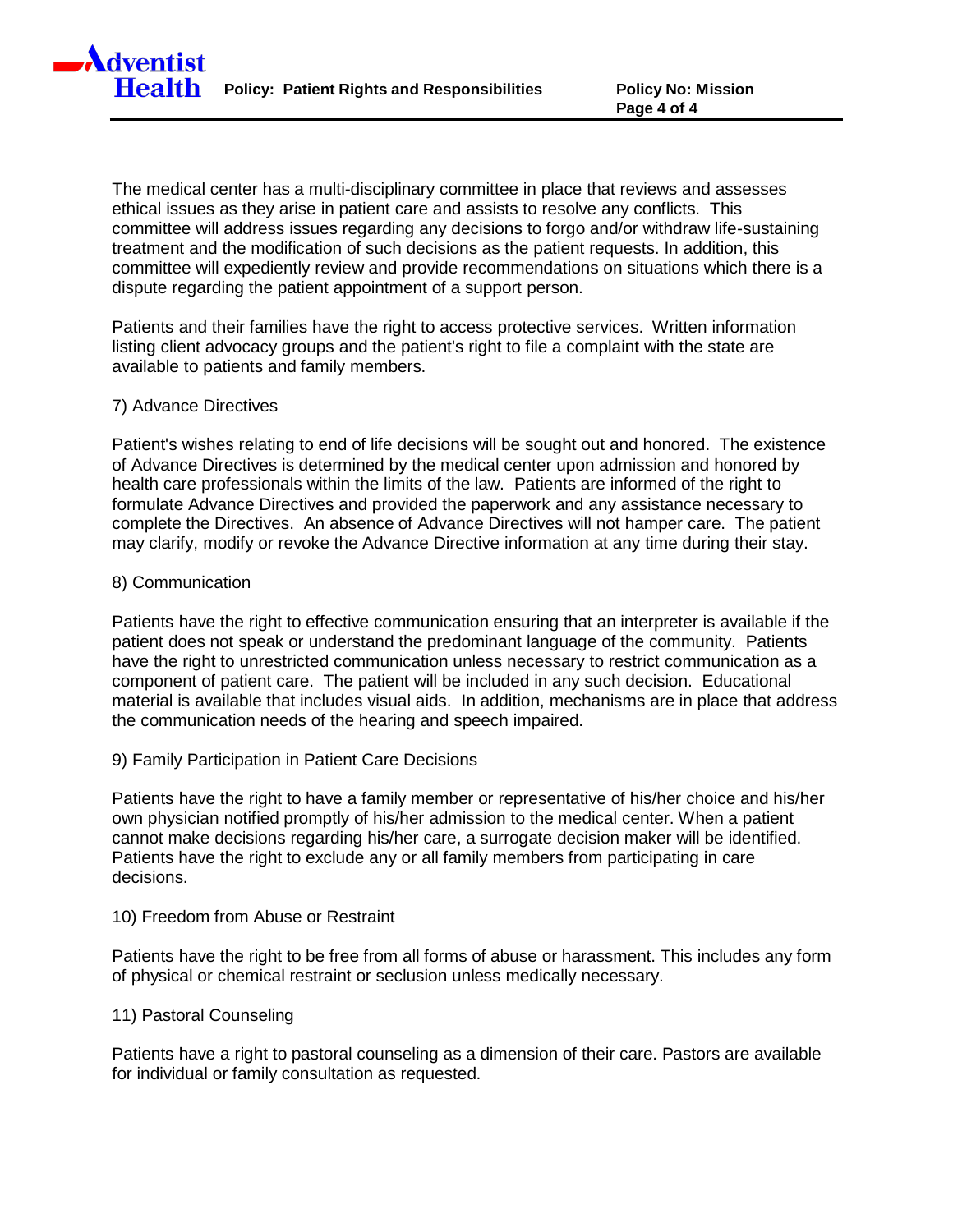The medical center has a multi-disciplinary committee in place that reviews and assesses ethical issues as they arise in patient care and assists to resolve any conflicts. This committee will address issues regarding any decisions to forgo and/or withdraw life-sustaining treatment and the modification of such decisions as the patient requests. In addition, this committee will expediently review and provide recommendations on situations which there is a dispute regarding the patient appointment of a support person.

Patients and their families have the right to access protective services. Written information listing client advocacy groups and the patient's right to file a complaint with the state are available to patients and family members.

7) Advance Directives

Patient's wishes relating to end of life decisions will be sought out and honored. The existence of Advance Directives is determined by the medical center upon admission and honored by health care professionals within the limits of the law. Patients are informed of the right to formulate Advance Directives and provided the paperwork and any assistance necessary to complete the Directives. An absence of Advance Directives will not hamper care. The patient may clarify, modify or revoke the Advance Directive information at any time during their stay.

8) Communication

Patients have the right to effective communication ensuring that an interpreter is available if the patient does not speak or understand the predominant language of the community. Patients have the right to unrestricted communication unless necessary to restrict communication as a component of patient care. The patient will be included in any such decision. Educational material is available that includes visual aids. In addition, mechanisms are in place that address the communication needs of the hearing and speech impaired.

9) Family Participation in Patient Care Decisions

Patients have the right to have a family member or representative of his/her choice and his/her own physician notified promptly of his/her admission to the medical center. When a patient cannot make decisions regarding his/her care, a surrogate decision maker will be identified. Patients have the right to exclude any or all family members from participating in care decisions.

10) Freedom from Abuse or Restraint

Patients have the right to be free from all forms of abuse or harassment. This includes any form of physical or chemical restraint or seclusion unless medically necessary.

11) Pastoral Counseling

Patients have a right to pastoral counseling as a dimension of their care. Pastors are available for individual or family consultation as requested.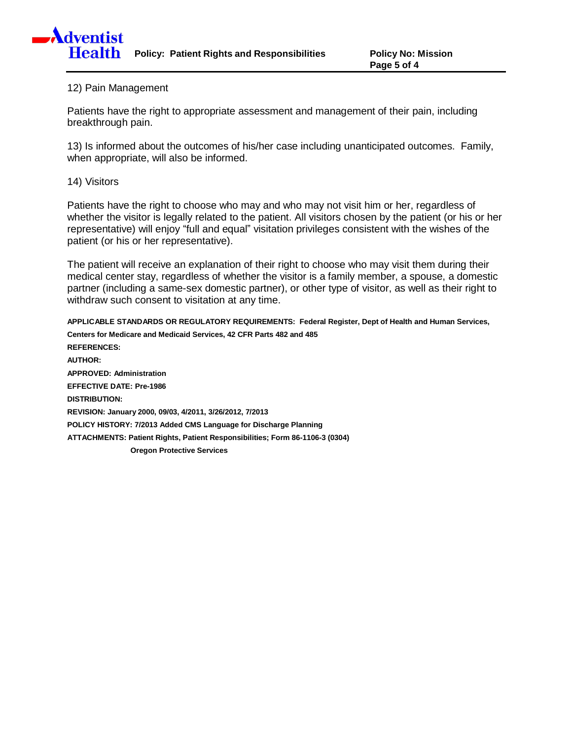12) Pain Management

Patients have the right to appropriate assessment and management of their pain, including breakthrough pain.

13) Is informed about the outcomes of his/her case including unanticipated outcomes. Family, when appropriate, will also be informed.

14) Visitors

Patients have the right to choose who may and who may not visit him or her, regardless of whether the visitor is legally related to the patient. All visitors chosen by the patient (or his or her representative) will enjoy "full and equal" visitation privileges consistent with the wishes of the patient (or his or her representative).

The patient will receive an explanation of their right to choose who may visit them during their medical center stay, regardless of whether the visitor is a family member, a spouse, a domestic partner (including a same-sex domestic partner), or other type of visitor, as well as their right to withdraw such consent to visitation at any time.

**APPLICABLE STANDARDS OR REGULATORY REQUIREMENTS: Federal Register, Dept of Health and Human Services, Centers for Medicare and Medicaid Services, 42 CFR Parts 482 and 485**

**REFERENCES:**

**AUTHOR:**

**APPROVED: Administration**

**EFFECTIVE DATE: Pre-1986**

**DISTRIBUTION:**

**REVISION: January 2000, 09/03, 4/2011, 3/26/2012, 7/2013**

**POLICY HISTORY: 7/2013 Added CMS Language for Discharge Planning**

**ATTACHMENTS: Patient Rights, Patient Responsibilities; Form 86-1106-3 (0304)**

**Oregon Protective Services**